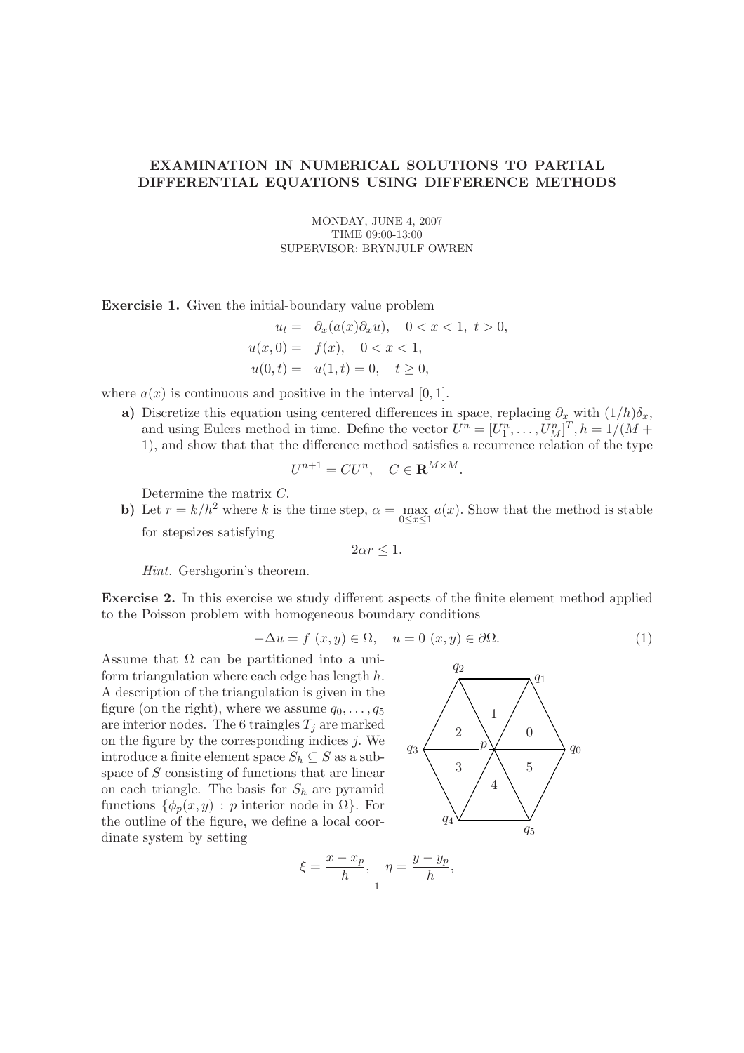# EXAMINATION IN NUMERICAL SOLUTIONS TO PARTIAL DIFFERENTIAL EQUATIONS USING DIFFERENCE METHODS

MONDAY, JUNE 4, 2007
TIME 09:00-13:00
SUPERVISOR: BRYNJULF OWREN

**Exercisie 1.** Given the initial-boundary value problem

$$\begin{aligned} u_t &= \partial_x(a(x)\partial_x u), \quad 0 < x < 1,\ t > 0, \\ u(x,0) &= f(x), \quad 0 < x < 1, \\ u(0,t) &= u(1,t) = 0, \quad t \geq 0, \end{aligned}$$

where $a(x)$ is continuous and positive in the interval $[0,1]$.

**a)** Discretize this equation using centered differences in space, replacing $\partial_x$ with $(1/h)\delta_x$, and using Eulers method in time. Define the vector $U^n = [U_1^n, \ldots, U_M^n]^T$, $h = 1/(M+1)$, and show that that the difference method satisfies a recurrence relation of the type

$$U^{n+1} = CU^n, \quad C \in \mathbf{R}^{M \times M}.$$

Determine the matrix $C$.

**b)** Let $r = k/h^2$ where $k$ is the time step, $\alpha = \max_{0 \leq x \leq 1} a(x)$. Show that the method is stable for stepsizes satisfying

$$2\alpha r \leq 1.$$

*Hint.* Gershgorin's theorem.

**Exercise 2.** In this exercise we study different aspects of the finite element method applied to the Poisson problem with homogeneous boundary conditions

$$-\Delta u = f\ (x,y) \in \Omega, \quad u = 0\ (x,y) \in \partial\Omega. \tag{1}$$

Assume that $\Omega$ can be partitioned into a uniform triangulation where each edge has length $h$. A description of the triangulation is given in the figure (on the right), where we assume $q_0, \ldots, q_5$ are interior nodes. The 6 traingles $T_j$ are marked on the figure by the corresponding indices $j$. We introduce a finite element space $S_h \subseteq S$ as a subspace of $S$ consisting of functions that are linear on each triangle. The basis for $S_h$ are pyramid functions $\{\phi_p(x,y) : p \text{ interior node in } \Omega\}$. For the outline of the figure, we define a local coordinate system by setting

$$\xi = \frac{x - x_p}{h}, \quad \eta = \frac{y - y_p}{h},$$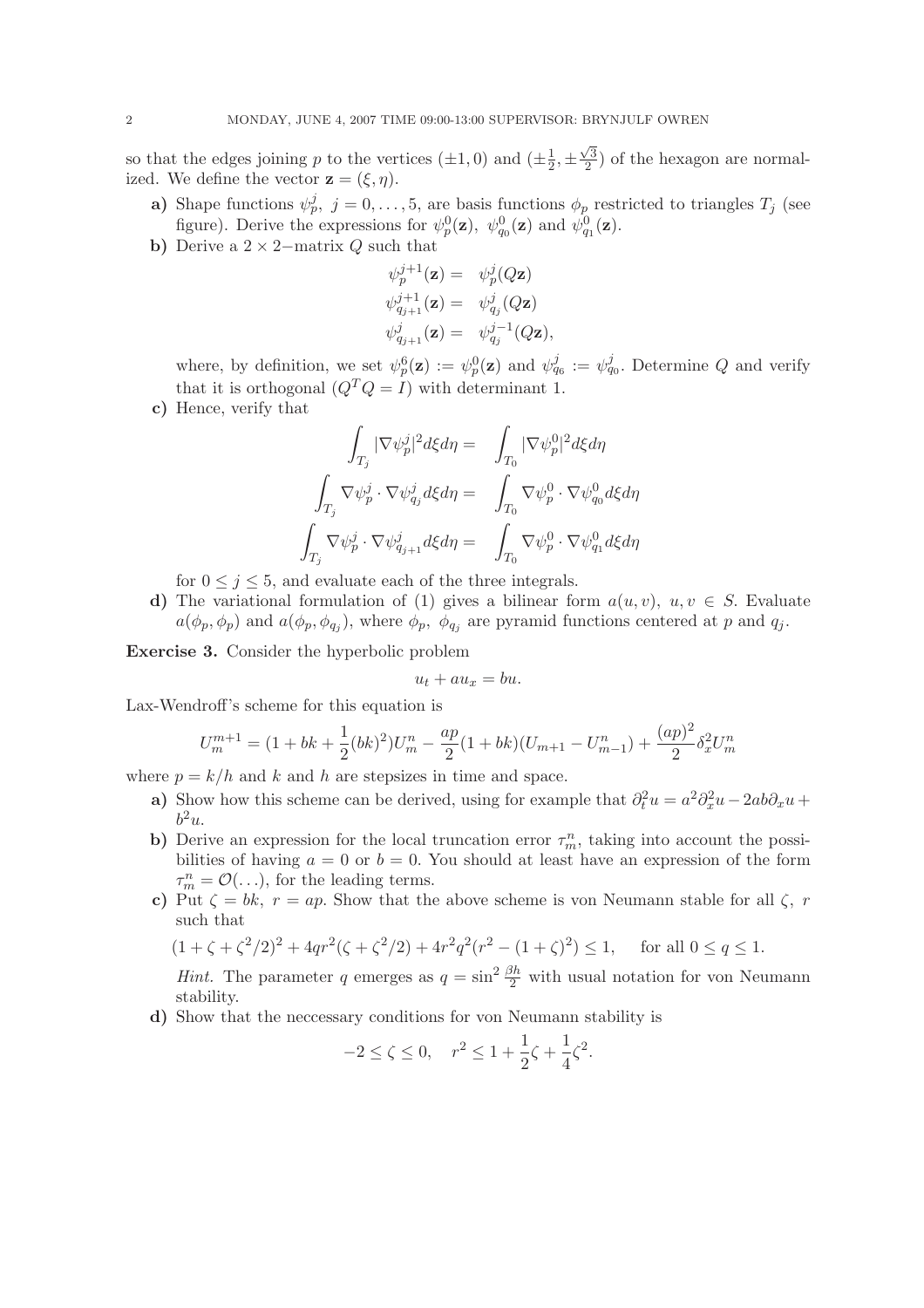so that the edges joining $p$ to the vertices $(\pm 1, 0)$ and $(\pm\frac{1}{2}, \pm\frac{\sqrt{3}}{2})$ of the hexagon are normalized. We define the vector $\mathbf{z} = (\xi, \eta)$.

**a)** Shape functions $\psi_p^j$, $j = 0, \ldots, 5$, are basis functions $\phi_p$ restricted to triangles $T_j$ (see figure). Derive the expressions for $\psi_p^0(\mathbf{z})$, $\psi_{q_0}^0(\mathbf{z})$ and $\psi_{q_1}^0(\mathbf{z})$.

**b)** Derive a $2 \times 2-$matrix $Q$ such that

$$
\begin{aligned}
\psi_p^{j+1}(\mathbf{z}) &= \psi_p^j(Q\mathbf{z}) \\
\psi_{q_{j+1}}^{j+1}(\mathbf{z}) &= \psi_{q_j}^j(Q\mathbf{z}) \\
\psi_{q_{j+1}}^{j}(\mathbf{z}) &= \psi_{q_j}^{j-1}(Q\mathbf{z}),
\end{aligned}
$$

where, by definition, we set $\psi_p^6(\mathbf{z}) := \psi_p^0(\mathbf{z})$ and $\psi_{q_6}^j := \psi_{q_0}^j$. Determine $Q$ and verify that it is orthogonal ($Q^T Q = I$) with determinant 1.

**c)** Hence, verify that

$$
\begin{aligned}
\int_{T_j} |\nabla \psi_p^j|^2 d\xi d\eta &= \int_{T_0} |\nabla \psi_p^0|^2 d\xi d\eta \\
\int_{T_j} \nabla \psi_p^j \cdot \nabla \psi_{q_j}^j d\xi d\eta &= \int_{T_0} \nabla \psi_p^0 \cdot \nabla \psi_{q_0}^0 d\xi d\eta \\
\int_{T_j} \nabla \psi_p^j \cdot \nabla \psi_{q_{j+1}}^j d\xi d\eta &= \int_{T_0} \nabla \psi_p^0 \cdot \nabla \psi_{q_1}^0 d\xi d\eta
\end{aligned}
$$

for $0 \le j \le 5$, and evaluate each of the three integrals.

**d)** The variational formulation of (1) gives a bilinear form $a(u, v)$, $u, v \in S$. Evaluate $a(\phi_p, \phi_p)$ and $a(\phi_p, \phi_{q_j})$, where $\phi_p$, $\phi_{q_j}$ are pyramid functions centered at $p$ and $q_j$.

**Exercise 3.** Consider the hyperbolic problem

$$u_t + a u_x = bu.$$

Lax-Wendroff's scheme for this equation is

$$U_m^{n+1} = (1 + bk + \frac{1}{2}(bk)^2)U_m^n - \frac{ap}{2}(1 + bk)(U_{m+1} - U_{m-1}^n) + \frac{(ap)^2}{2}\delta_x^2 U_m^n$$

where $p = k/h$ and $k$ and $h$ are stepsizes in time and space.

**a)** Show how this scheme can be derived, using for example that $\partial_t^2 u = a^2 \partial_x^2 u - 2ab\partial_x u + b^2 u$.

**b)** Derive an expression for the local truncation error $\tau_m^n$, taking into account the possibilities of having $a = 0$ or $b = 0$. You should at least have an expression of the form $\tau_m^n = \mathcal{O}(\ldots)$, for the leading terms.

**c)** Put $\zeta = bk$, $r = ap$. Show that the above scheme is von Neumann stable for all $\zeta$, $r$ such that

$$(1 + \zeta + \zeta^2/2)^2 + 4qr^2(\zeta + \zeta^2/2) + 4r^2q^2(r^2 - (1 + \zeta)^2) \le 1, \quad \text{for all } 0 \le q \le 1.$$

*Hint.* The parameter $q$ emerges as $q = \sin^2 \frac{\beta h}{2}$ with usual notation for von Neumann stability.

**d)** Show that the neccessary conditions for von Neumann stability is

$$-2 \le \zeta \le 0, \quad r^2 \le 1 + \frac{1}{2}\zeta + \frac{1}{4}\zeta^2.$$